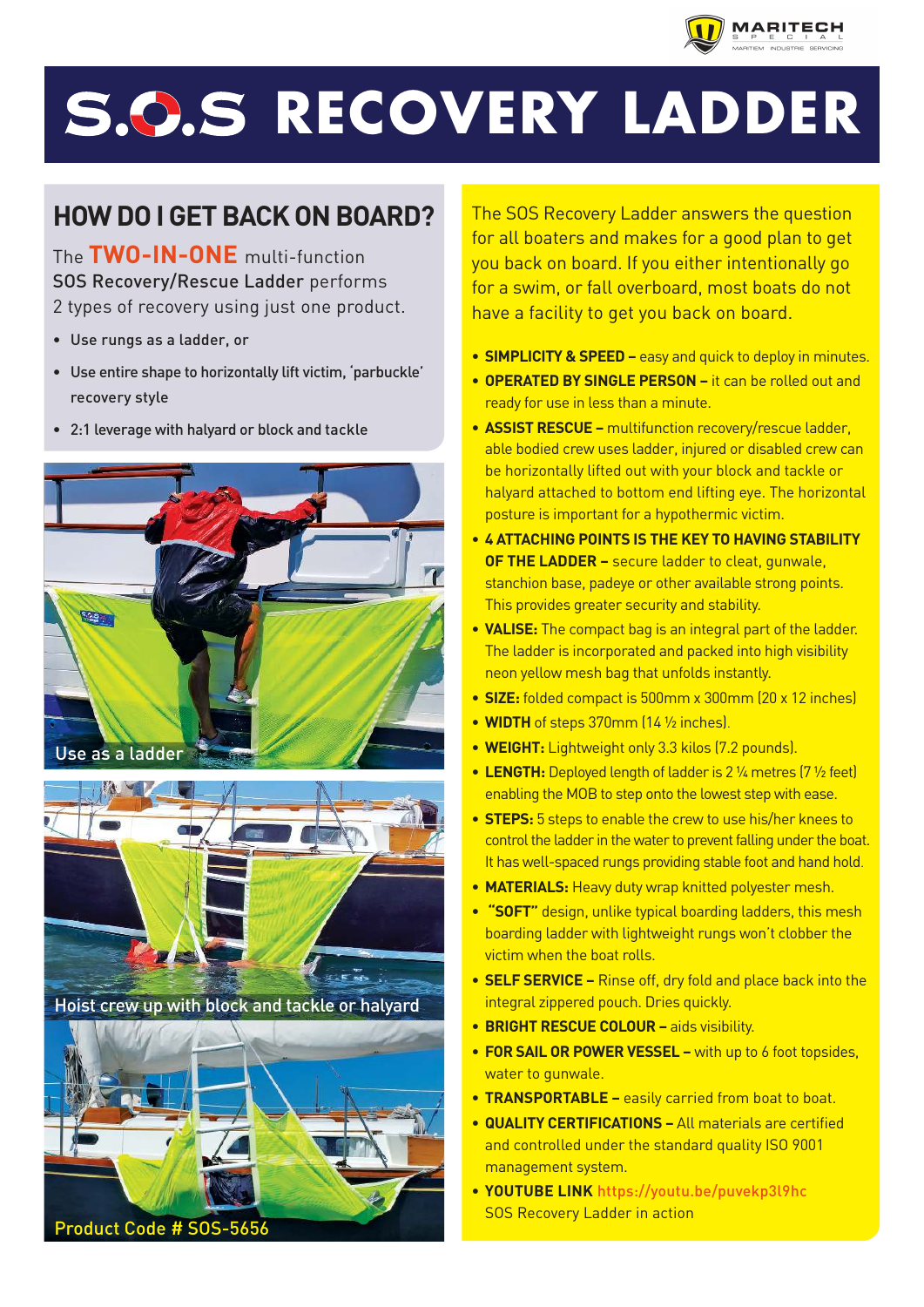# S.O.S RECOVERY LADDER

## HOW DO I GET BACK ON BOARD?

The **TWO-IN-ONE** multi-function SOS Recovery/Rescue Ladder performs 2 types of recovery using just one product.

- Use rungs as a ladder, or
- Use entire shape to horizontally lift victim, 'parbuckle' recovery style
- 2:1 leverage with halyard or block and tackle

Use as a ladder

Hoist crew up with block and tackle or halyard

Product Code # SOS-5656

The SOS Recovery Ladder answers the question for all boaters and makes for a good plan to get you back on board. If you either intentionally go for a swim, or fall overboard, most boats do not have a facility to get you back on board.

- **SIMPLICITY & SPEED –** easy and quick to deploy in minutes.
- **OPERATED BY SINGLE PERSON –** it can be rolled out and ready for use in less than a minute.
- **ASSIST RESCUE –** multifunction recovery/rescue ladder, able bodied crew uses ladder, injured or disabled crew can be horizontally lifted out with your block and tackle or halyard attached to bottom end lifting eye. The horizontal posture is important for a hypothermic victim.
- **4 ATTACHING POINTS IS THE KEY TO HAVING STABILITY OF THE LADDER –** secure ladder to cleat, gunwale, stanchion base, padeye or other available strong points. This provides greater security and stability.
- **VALISE:** The compact bag is an integral part of the ladder. The ladder is incorporated and packed into high visibility neon yellow mesh bag that unfolds instantly.
- **SIZE:** folded compact is 500mm x 300mm (20 x 12 inches)
- **WIDTH** of steps 370mm (14 ½ inches).
- **WEIGHT:** Lightweight only 3.3 kilos (7.2 pounds).
- **LENGTH:** Deployed length of ladder is 2 ¼ metres (7 ½ feet) enabling the MOB to step onto the lowest step with ease.
- **STEPS:** 5 steps to enable the crew to use his/her knees to control the ladder in the water to prevent falling under the boat. It has well-spaced rungs providing stable foot and hand hold.
- **MATERIALS:** Heavy duty wrap knitted polyester mesh.
- **"SOFT"** design, unlike typical boarding ladders, this mesh boarding ladder with lightweight rungs won't clobber the victim when the boat rolls.
- **SELF SERVICE –** Rinse off, dry fold and place back into the integral zippered pouch. Dries quickly.
- **BRIGHT RESCUE COLOUR –** aids visibility.
- **FOR SAIL OR POWER VESSEL –** with up to 6 foot topsides, water to gunwale.
- **TRANSPORTABLE –** easily carried from boat to boat.
- **QUALITY CERTIFICATIONS –** All materials are certified and controlled under the standard quality ISO 9001 management system.
- **YOUTUBE LINK** https://youtu.be/puvekp3l9hc SOS Recovery Ladder in action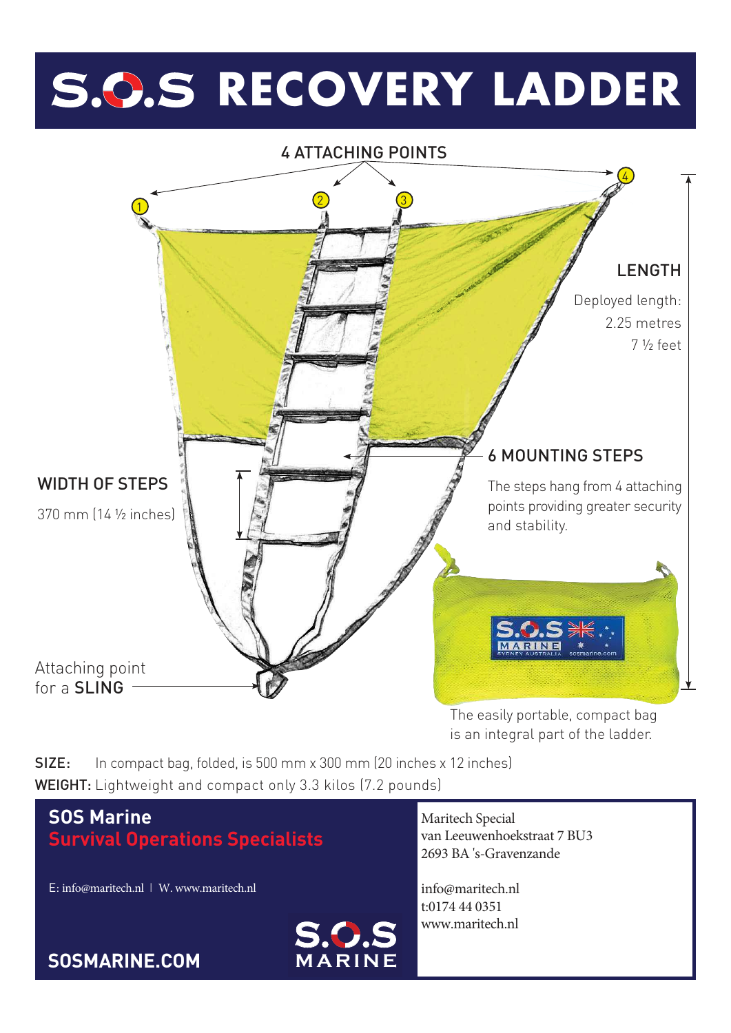# S.O.S RECOVERY LADDER

4 ATTACHING POINTS

1

2

3

4

LENGTH

Deployed length:
2.25 metres
7 ½ feet

6 MOUNTING STEPS

The steps hang from 4 attaching points providing greater security and stability.

WIDTH OF STEPS

370 mm (14 ½ inches)

Attaching point for a **SLING**

The easily portable, compact bag is an integral part of the ladder.

**SIZE:** In compact bag, folded, is 500 mm x 300 mm (20 inches x 12 inches)

**WEIGHT:** Lightweight and compact only 3.3 kilos (7.2 pounds)

**SOS Marine**
**Survival Operations Specialists**

E: info@maritech.nl | W. www.maritech.nl

**SOSMARINE.COM**

S.O.S MARINE

Maritech Special
van Leeuwenhoekstraat 7 BU3
2693 BA 's-Gravenzande

info@maritech.nl
t:0174 44 0351
www.maritech.nl